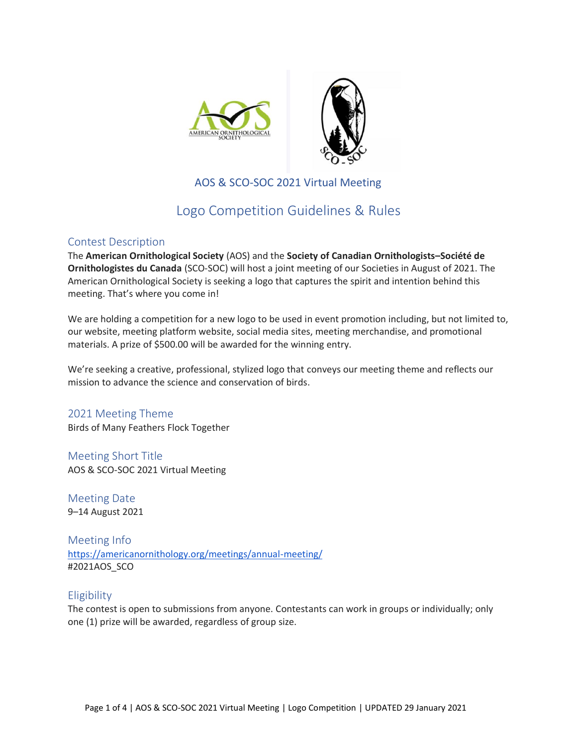# AOS & SCO-SOC 2021 Virtual Meeting

## Logo Competition Guidelines & Rules

### Contest Description

The **American Ornithological Society** (AOS) and the **Society of Canadian Ornithologists–Société de Ornithologistes du Canada** (SCO-SOC) will host a joint meeting of our Societies in August of 2021. The American Ornithological Society is seeking a logo that captures the spirit and intention behind this meeting. That's where you come in!

We are holding a competition for a new logo to be used in event promotion including, but not limited to, our website, meeting platform website, social media sites, meeting merchandise, and promotional materials. A prize of $500.00 will be awarded for the winning entry.

We're seeking a creative, professional, stylized logo that conveys our meeting theme and reflects our mission to advance the science and conservation of birds.

### 2021 Meeting Theme

Birds of Many Feathers Flock Together

### Meeting Short Title

AOS & SCO-SOC 2021 Virtual Meeting

### Meeting Date

9–14 August 2021

### Meeting Info

https://americanornithology.org/meetings/annual-meeting/
#2021AOS_SCO

### Eligibility

The contest is open to submissions from anyone. Contestants can work in groups or individually; only one (1) prize will be awarded, regardless of group size.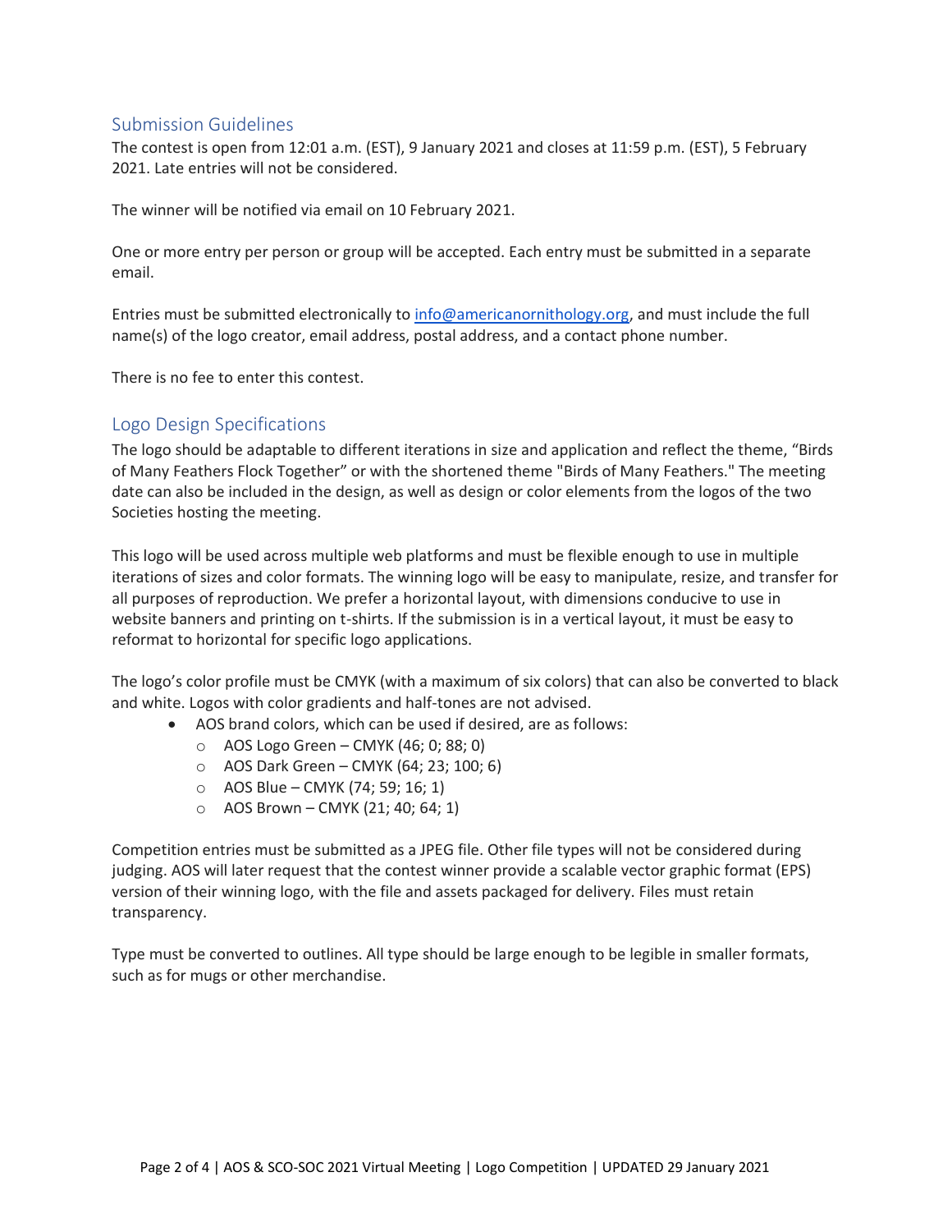## Submission Guidelines

The contest is open from 12:01 a.m. (EST), 9 January 2021 and closes at 11:59 p.m. (EST), 5 February 2021. Late entries will not be considered.

The winner will be notified via email on 10 February 2021.

One or more entry per person or group will be accepted. Each entry must be submitted in a separate email.

Entries must be submitted electronically to info@americanornithology.org, and must include the full name(s) of the logo creator, email address, postal address, and a contact phone number.

There is no fee to enter this contest.

## Logo Design Specifications

The logo should be adaptable to different iterations in size and application and reflect the theme, "Birds of Many Feathers Flock Together" or with the shortened theme "Birds of Many Feathers." The meeting date can also be included in the design, as well as design or color elements from the logos of the two Societies hosting the meeting.

This logo will be used across multiple web platforms and must be flexible enough to use in multiple iterations of sizes and color formats. The winning logo will be easy to manipulate, resize, and transfer for all purposes of reproduction. We prefer a horizontal layout, with dimensions conducive to use in website banners and printing on t-shirts. If the submission is in a vertical layout, it must be easy to reformat to horizontal for specific logo applications.

The logo's color profile must be CMYK (with a maximum of six colors) that can also be converted to black and white. Logos with color gradients and half-tones are not advised.

- AOS brand colors, which can be used if desired, are as follows:
  - AOS Logo Green – CMYK (46; 0; 88; 0)
  - AOS Dark Green – CMYK (64; 23; 100; 6)
  - AOS Blue – CMYK (74; 59; 16; 1)
  - AOS Brown – CMYK (21; 40; 64; 1)

Competition entries must be submitted as a JPEG file. Other file types will not be considered during judging. AOS will later request that the contest winner provide a scalable vector graphic format (EPS) version of their winning logo, with the file and assets packaged for delivery. Files must retain transparency.

Type must be converted to outlines. All type should be large enough to be legible in smaller formats, such as for mugs or other merchandise.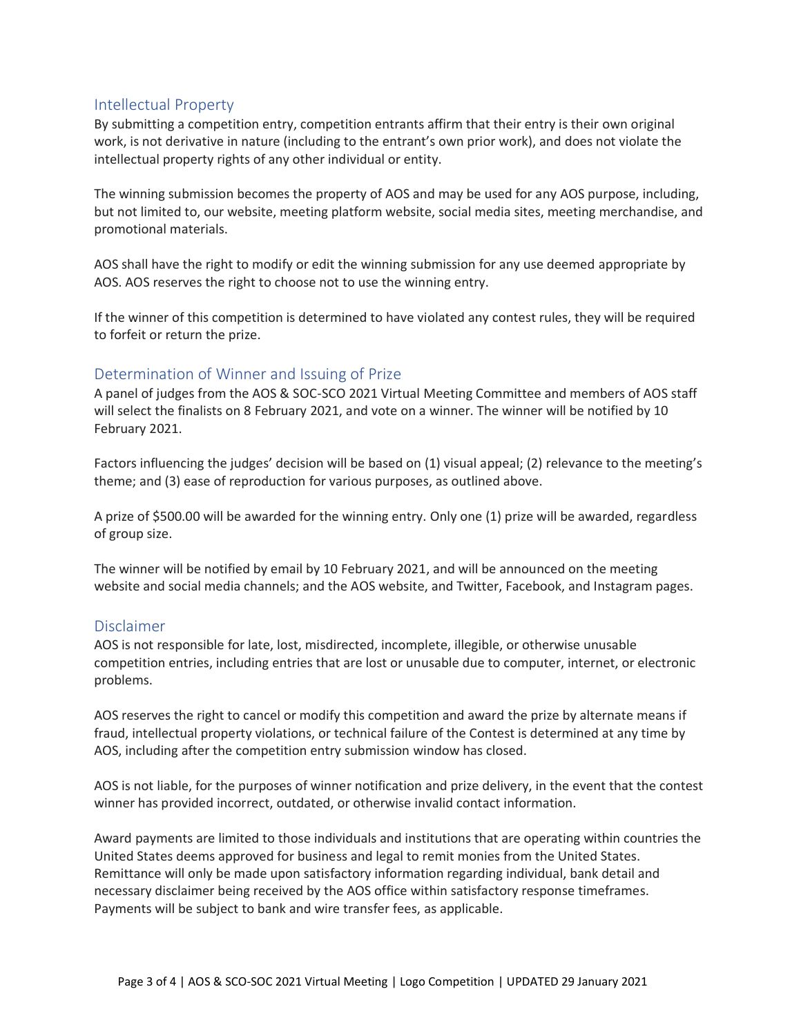## Intellectual Property

By submitting a competition entry, competition entrants affirm that their entry is their own original work, is not derivative in nature (including to the entrant's own prior work), and does not violate the intellectual property rights of any other individual or entity.

The winning submission becomes the property of AOS and may be used for any AOS purpose, including, but not limited to, our website, meeting platform website, social media sites, meeting merchandise, and promotional materials.

AOS shall have the right to modify or edit the winning submission for any use deemed appropriate by AOS. AOS reserves the right to choose not to use the winning entry.

If the winner of this competition is determined to have violated any contest rules, they will be required to forfeit or return the prize.

## Determination of Winner and Issuing of Prize

A panel of judges from the AOS & SOC-SCO 2021 Virtual Meeting Committee and members of AOS staff will select the finalists on 8 February 2021, and vote on a winner. The winner will be notified by 10 February 2021.

Factors influencing the judges' decision will be based on (1) visual appeal; (2) relevance to the meeting's theme; and (3) ease of reproduction for various purposes, as outlined above.

A prize of $500.00 will be awarded for the winning entry. Only one (1) prize will be awarded, regardless of group size.

The winner will be notified by email by 10 February 2021, and will be announced on the meeting website and social media channels; and the AOS website, and Twitter, Facebook, and Instagram pages.

## Disclaimer

AOS is not responsible for late, lost, misdirected, incomplete, illegible, or otherwise unusable competition entries, including entries that are lost or unusable due to computer, internet, or electronic problems.

AOS reserves the right to cancel or modify this competition and award the prize by alternate means if fraud, intellectual property violations, or technical failure of the Contest is determined at any time by AOS, including after the competition entry submission window has closed.

AOS is not liable, for the purposes of winner notification and prize delivery, in the event that the contest winner has provided incorrect, outdated, or otherwise invalid contact information.

Award payments are limited to those individuals and institutions that are operating within countries the United States deems approved for business and legal to remit monies from the United States. Remittance will only be made upon satisfactory information regarding individual, bank detail and necessary disclaimer being received by the AOS office within satisfactory response timeframes. Payments will be subject to bank and wire transfer fees, as applicable.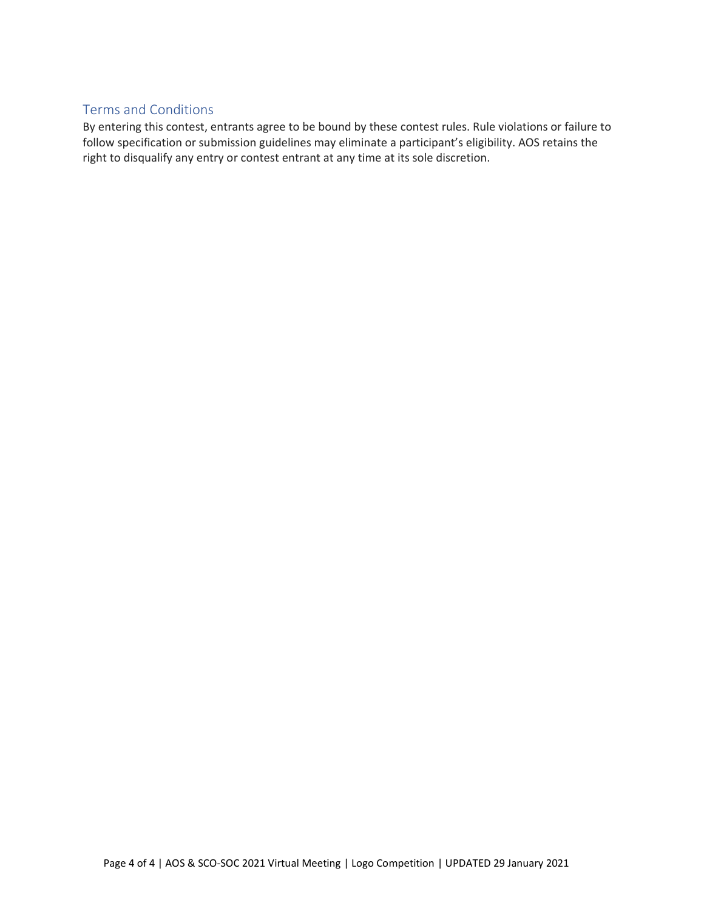## Terms and Conditions

By entering this contest, entrants agree to be bound by these contest rules. Rule violations or failure to follow specification or submission guidelines may eliminate a participant's eligibility. AOS retains the right to disqualify any entry or contest entrant at any time at its sole discretion.